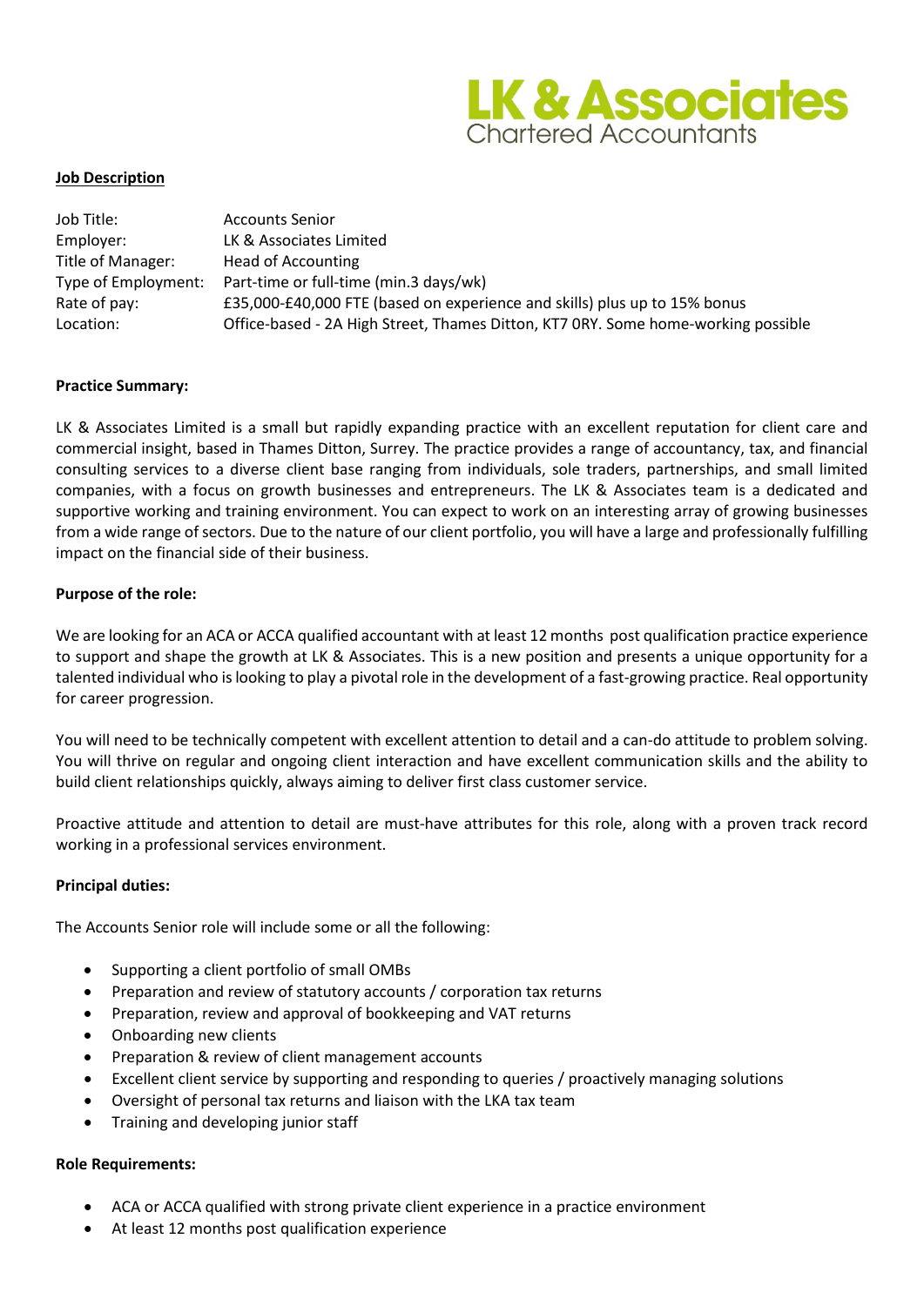**LK & Associates**
Chartered Accountants

**Job Description**

| | |
|---|---|
| Job Title: | Accounts Senior |
| Employer: | LK & Associates Limited |
| Title of Manager: | Head of Accounting |
| Type of Employment: | Part-time or full-time (min.3 days/wk) |
| Rate of pay: | £35,000-£40,000 FTE (based on experience and skills) plus up to 15% bonus |
| Location: | Office-based - 2A High Street, Thames Ditton, KT7 0RY. Some home-working possible |

**Practice Summary:**

LK & Associates Limited is a small but rapidly expanding practice with an excellent reputation for client care and commercial insight, based in Thames Ditton, Surrey. The practice provides a range of accountancy, tax, and financial consulting services to a diverse client base ranging from individuals, sole traders, partnerships, and small limited companies, with a focus on growth businesses and entrepreneurs. The LK & Associates team is a dedicated and supportive working and training environment. You can expect to work on an interesting array of growing businesses from a wide range of sectors. Due to the nature of our client portfolio, you will have a large and professionally fulfilling impact on the financial side of their business.

**Purpose of the role:**

We are looking for an ACA or ACCA qualified accountant with at least 12 months post qualification practice experience to support and shape the growth at LK & Associates. This is a new position and presents a unique opportunity for a talented individual who is looking to play a pivotal role in the development of a fast-growing practice. Real opportunity for career progression.

You will need to be technically competent with excellent attention to detail and a can-do attitude to problem solving. You will thrive on regular and ongoing client interaction and have excellent communication skills and the ability to build client relationships quickly, always aiming to deliver first class customer service.

Proactive attitude and attention to detail are must-have attributes for this role, along with a proven track record working in a professional services environment.

**Principal duties:**

The Accounts Senior role will include some or all the following:

- Supporting a client portfolio of small OMBs
- Preparation and review of statutory accounts / corporation tax returns
- Preparation, review and approval of bookkeeping and VAT returns
- Onboarding new clients
- Preparation & review of client management accounts
- Excellent client service by supporting and responding to queries / proactively managing solutions
- Oversight of personal tax returns and liaison with the LKA tax team
- Training and developing junior staff

**Role Requirements:**

- ACA or ACCA qualified with strong private client experience in a practice environment
- At least 12 months post qualification experience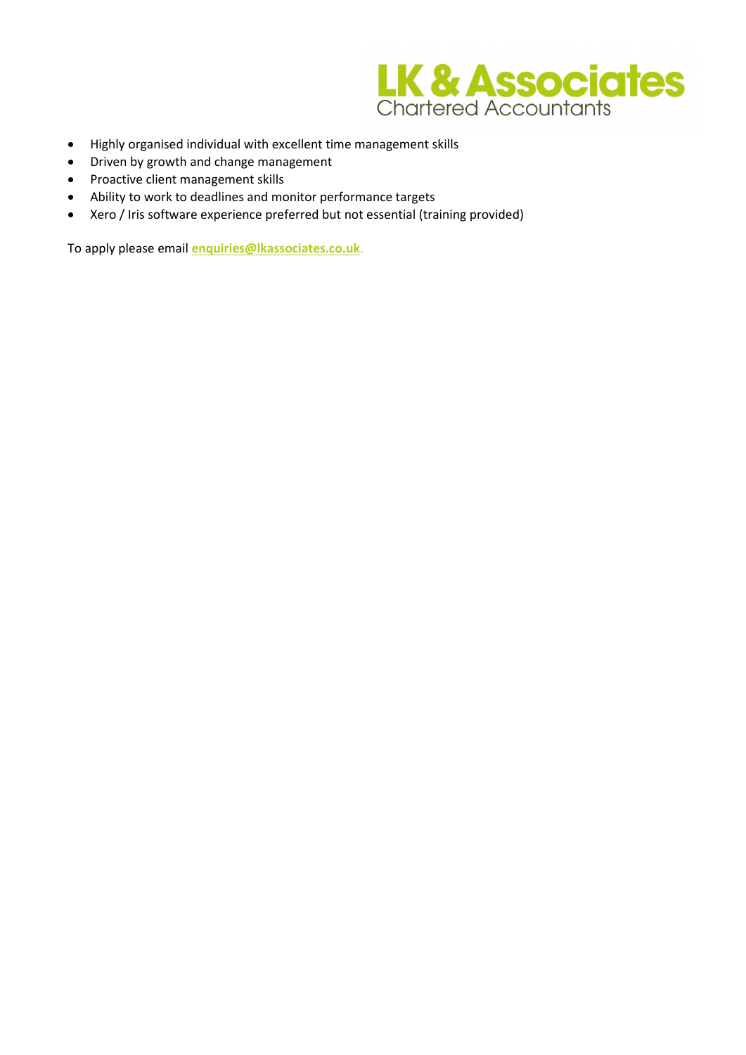- Highly organised individual with excellent time management skills
- Driven by growth and change management
- Proactive client management skills
- Ability to work to deadlines and monitor performance targets
- Xero / Iris software experience preferred but not essential (training provided)

To apply please email **enquiries@lkassociates.co.uk**.